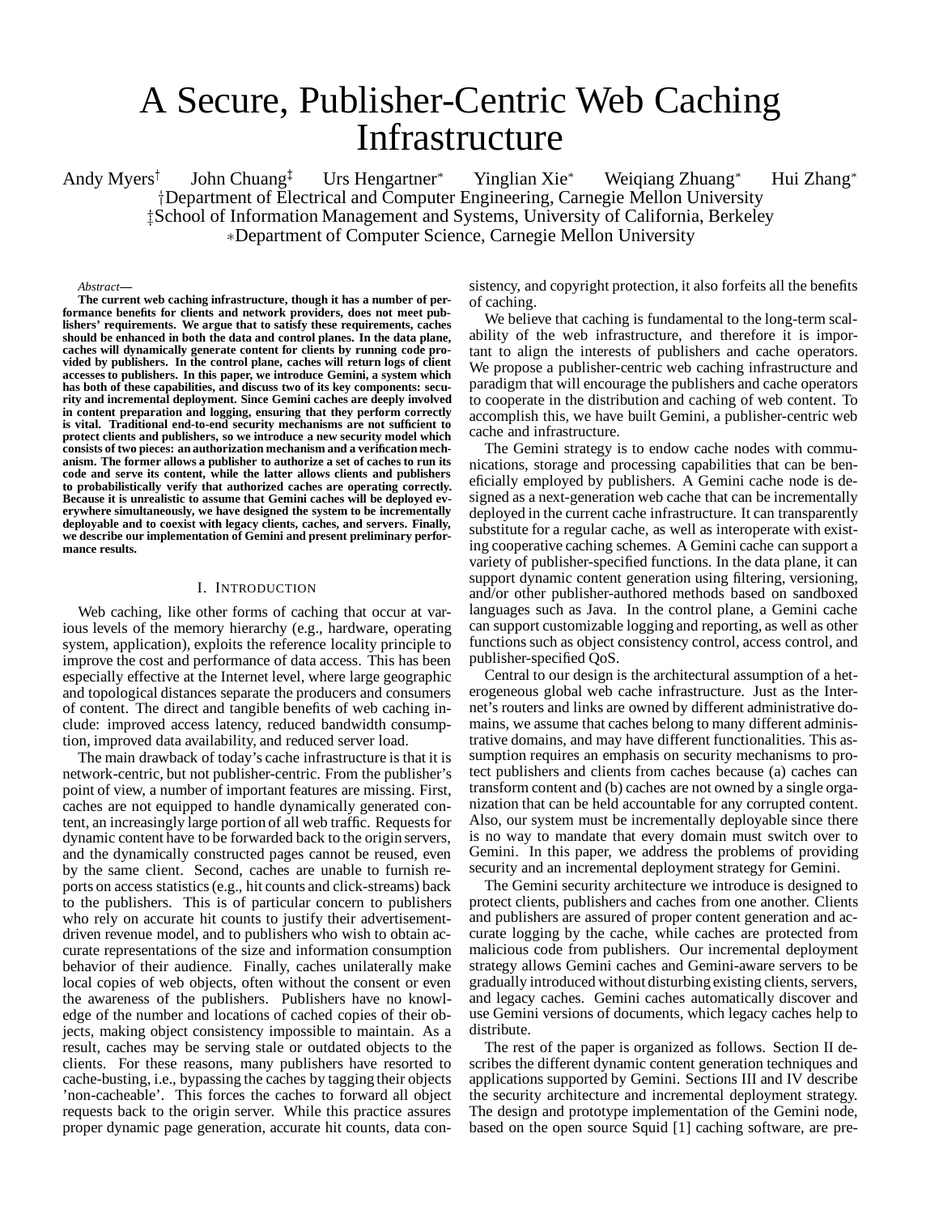# A Secure, Publisher-Centric Web Caching Infrastructure

Andy Myers[†] John Chuang[‡] Urs Hengartner[*] Yinglian Xie[*] Weiqiang Zhuang[*] Hui Zhang[*]

[†]Department of Electrical and Computer Engineering, Carnegie Mellon University

[‡]School of Information Management and Systems, University of California, Berkeley

[*]Department of Computer Science, Carnegie Mellon University

*Abstract*—

**The current web caching infrastructure, though it has a number of performance benefits for clients and network providers, does not meet publishers' requirements. We argue that to satisfy these requirements, caches should be enhanced in both the data and control planes. In the data plane, caches will dynamically generate content for clients by running code provided by publishers. In the control plane, caches will return logs of client accesses to publishers. In this paper, we introduce Gemini, a system which has both of these capabilities, and discuss two of its key components: security and incremental deployment. Since Gemini caches are deeply involved in content preparation and logging, ensuring that they perform correctly is vital. Traditional end-to-end security mechanisms are not sufficient to protect clients and publishers, so we introduce a new security model which consists of two pieces: an authorization mechanism and a verification mechanism. The former allows a publisher to authorize a set of caches to run its code and serve its content, while the latter allows clients and publishers to probabilistically verify that authorized caches are operating correctly. Because it is unrealistic to assume that Gemini caches will be deployed everywhere simultaneously, we have designed the system to be incrementally deployable and to coexist with legacy clients, caches, and servers. Finally, we describe our implementation of Gemini and present preliminary performance results.**

## I. Introduction

Web caching, like other forms of caching that occur at various levels of the memory hierarchy (e.g., hardware, operating system, application), exploits the reference locality principle to improve the cost and performance of data access. This has been especially effective at the Internet level, where large geographic and topological distances separate the producers and consumers of content. The direct and tangible benefits of web caching include: improved access latency, reduced bandwidth consumption, improved data availability, and reduced server load.

The main drawback of today's cache infrastructure is that it is network-centric, but not publisher-centric. From the publisher's point of view, a number of important features are missing. First, caches are not equipped to handle dynamically generated content, an increasingly large portion of all web traffic. Requests for dynamic content have to be forwarded back to the origin servers, and the dynamically constructed pages cannot be reused, even by the same client. Second, caches are unable to furnish reports on access statistics (e.g., hit counts and click-streams) back to the publishers. This is of particular concern to publishers who rely on accurate hit counts to justify their advertisement-driven revenue model, and to publishers who wish to obtain accurate representations of the size and information consumption behavior of their audience. Finally, caches unilaterally make local copies of web objects, often without the consent or even the awareness of the publishers. Publishers have no knowledge of the number and locations of cached copies of their objects, making object consistency impossible to maintain. As a result, caches may be serving stale or outdated objects to the clients. For these reasons, many publishers have resorted to cache-busting, i.e., bypassing the caches by tagging their objects 'non-cacheable'. This forces the caches to forward all object requests back to the origin server. While this practice assures proper dynamic page generation, accurate hit counts, data consistency, and copyright protection, it also forfeits all the benefits of caching.

We believe that caching is fundamental to the long-term scalability of the web infrastructure, and therefore it is important to align the interests of publishers and cache operators. We propose a publisher-centric web caching infrastructure and paradigm that will encourage the publishers and cache operators to cooperate in the distribution and caching of web content. To accomplish this, we have built Gemini, a publisher-centric web cache and infrastructure.

The Gemini strategy is to endow cache nodes with communications, storage and processing capabilities that can be beneficially employed by publishers. A Gemini cache node is designed as a next-generation web cache that can be incrementally deployed in the current cache infrastructure. It can transparently substitute for a regular cache, as well as interoperate with existing cooperative caching schemes. A Gemini cache can support a variety of publisher-specified functions. In the data plane, it can support dynamic content generation using filtering, versioning, and/or other publisher-authored methods based on sandboxed languages such as Java. In the control plane, a Gemini cache can support customizable logging and reporting, as well as other functions such as object consistency control, access control, and publisher-specified QoS.

Central to our design is the architectural assumption of a heterogeneous global web cache infrastructure. Just as the Internet's routers and links are owned by different administrative domains, we assume that caches belong to many different administrative domains, and may have different functionalities. This assumption requires an emphasis on security mechanisms to protect publishers and clients from caches because (a) caches can transform content and (b) caches are not owned by a single organization that can be held accountable for any corrupted content. Also, our system must be incrementally deployable since there is no way to mandate that every domain must switch over to Gemini. In this paper, we address the problems of providing security and an incremental deployment strategy for Gemini.

The Gemini security architecture we introduce is designed to protect clients, publishers and caches from one another. Clients and publishers are assured of proper content generation and accurate logging by the cache, while caches are protected from malicious code from publishers. Our incremental deployment strategy allows Gemini caches and Gemini-aware servers to be gradually introduced without disturbing existing clients, servers, and legacy caches. Gemini caches automatically discover and use Gemini versions of documents, which legacy caches help to distribute.

The rest of the paper is organized as follows. Section II describes the different dynamic content generation techniques and applications supported by Gemini. Sections III and IV describe the security architecture and incremental deployment strategy. The design and prototype implementation of the Gemini node, based on the open source Squid [1] caching software, are pre-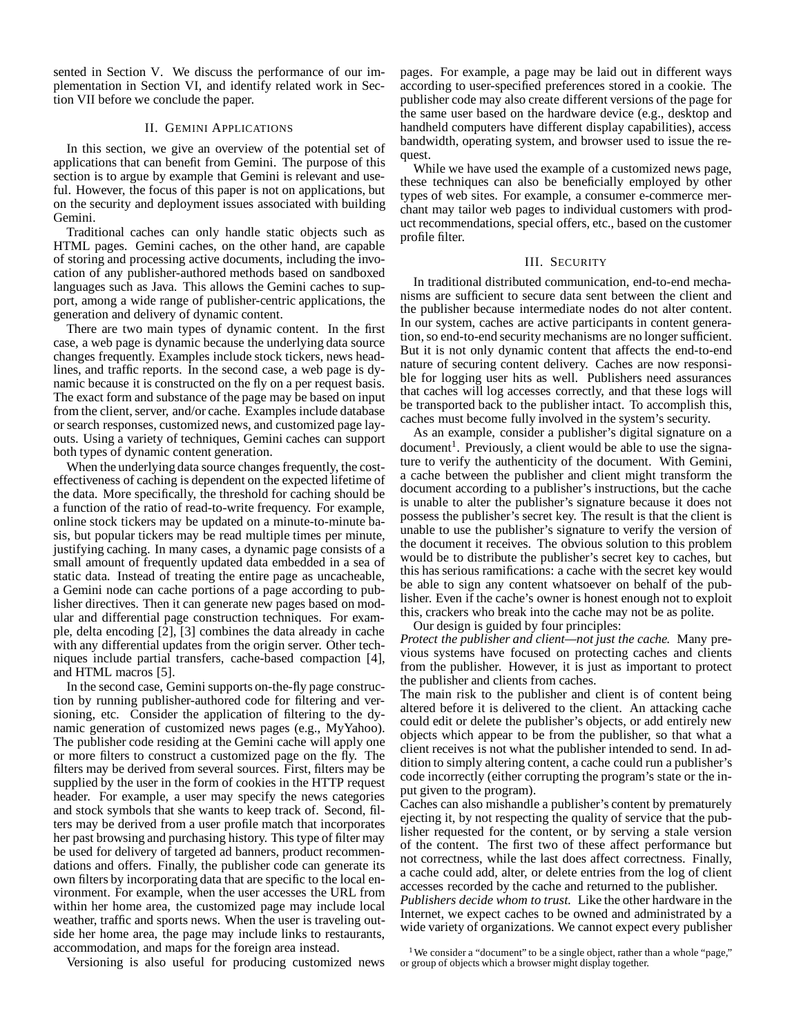sented in Section V. We discuss the performance of our implementation in Section VI, and identify related work in Section VII before we conclude the paper.

## II. Gemini Applications

In this section, we give an overview of the potential set of applications that can benefit from Gemini. The purpose of this section is to argue by example that Gemini is relevant and useful. However, the focus of this paper is not on applications, but on the security and deployment issues associated with building Gemini.

Traditional caches can only handle static objects such as HTML pages. Gemini caches, on the other hand, are capable of storing and processing active documents, including the invocation of any publisher-authored methods based on sandboxed languages such as Java. This allows the Gemini caches to support, among a wide range of publisher-centric applications, the generation and delivery of dynamic content.

There are two main types of dynamic content. In the first case, a web page is dynamic because the underlying data source changes frequently. Examples include stock tickers, news headlines, and traffic reports. In the second case, a web page is dynamic because it is constructed on the fly on a per request basis. The exact form and substance of the page may be based on input from the client, server, and/or cache. Examples include database or search responses, customized news, and customized page layouts. Using a variety of techniques, Gemini caches can support both types of dynamic content generation.

When the underlying data source changes frequently, the cost-effectiveness of caching is dependent on the expected lifetime of the data. More specifically, the threshold for caching should be a function of the ratio of read-to-write frequency. For example, online stock tickers may be updated on a minute-to-minute basis, but popular tickers may be read multiple times per minute, justifying caching. In many cases, a dynamic page consists of a small amount of frequently updated data embedded in a sea of static data. Instead of treating the entire page as uncacheable, a Gemini node can cache portions of a page according to publisher directives. Then it can generate new pages based on modular and differential page construction techniques. For example, delta encoding [2], [3] combines the data already in cache with any differential updates from the origin server. Other techniques include partial transfers, cache-based compaction [4], and HTML macros [5].

In the second case, Gemini supports on-the-fly page construction by running publisher-authored code for filtering and versioning, etc. Consider the application of filtering to the dynamic generation of customized news pages (e.g., MyYahoo). The publisher code residing at the Gemini cache will apply one or more filters to construct a customized page on the fly. The filters may be derived from several sources. First, filters may be supplied by the user in the form of cookies in the HTTP request header. For example, a user may specify the news categories and stock symbols that she wants to keep track of. Second, filters may be derived from a user profile match that incorporates her past browsing and purchasing history. This type of filter may be used for delivery of targeted ad banners, product recommendations and offers. Finally, the publisher code can generate its own filters by incorporating data that are specific to the local environment. For example, when the user accesses the URL from within her home area, the customized page may include local weather, traffic and sports news. When the user is traveling outside her home area, the page may include links to restaurants, accommodation, and maps for the foreign area instead.

Versioning is also useful for producing customized news pages. For example, a page may be laid out in different ways according to user-specified preferences stored in a cookie. The publisher code may also create different versions of the page for the same user based on the hardware device (e.g., desktop and handheld computers have different display capabilities), access bandwidth, operating system, and browser used to issue the request.

While we have used the example of a customized news page, these techniques can also be beneficially employed by other types of web sites. For example, a consumer e-commerce merchant may tailor web pages to individual customers with product recommendations, special offers, etc., based on the customer profile filter.

## III. Security

In traditional distributed communication, end-to-end mechanisms are sufficient to secure data sent between the client and the publisher because intermediate nodes do not alter content. In our system, caches are active participants in content generation, so end-to-end security mechanisms are no longer sufficient. But it is not only dynamic content that affects the end-to-end nature of securing content delivery. Caches are now responsible for logging user hits as well. Publishers need assurances that caches will log accesses correctly, and that these logs will be transported back to the publisher intact. To accomplish this, caches must become fully involved in the system's security.

As an example, consider a publisher's digital signature on a document[1]. Previously, a client would be able to use the signature to verify the authenticity of the document. With Gemini, a cache between the publisher and client might transform the document according to a publisher's instructions, but the cache is unable to alter the publisher's signature because it does not possess the publisher's secret key. The result is that the client is unable to use the publisher's signature to verify the version of the document it receives. The obvious solution to this problem would be to distribute the publisher's secret key to caches, but this has serious ramifications: a cache with the secret key would be able to sign any content whatsoever on behalf of the publisher. Even if the cache's owner is honest enough not to exploit this, crackers who break into the cache may not be as polite.

Our design is guided by four principles:

*Protect the publisher and client—not just the cache.* Many previous systems have focused on protecting caches and clients from the publisher. However, it is just as important to protect the publisher and clients from caches.

The main risk to the publisher and client is of content being altered before it is delivered to the client. An attacking cache could edit or delete the publisher's objects, or add entirely new objects which appear to be from the publisher, so that what a client receives is not what the publisher intended to send. In addition to simply altering content, a cache could run a publisher's code incorrectly (either corrupting the program's state or the input given to the program).

Caches can also mishandle a publisher's content by prematurely ejecting it, by not respecting the quality of service that the publisher requested for the content, or by serving a stale version of the content. The first two of these affect performance but not correctness, while the last does affect correctness. Finally, a cache could add, alter, or delete entries from the log of client accesses recorded by the cache and returned to the publisher.

*Publishers decide whom to trust.* Like the other hardware in the Internet, we expect caches to be owned and administrated by a wide variety of organizations. We cannot expect every publisher

[1] We consider a "document" to be a single object, rather than a whole "page," or group of objects which a browser might display together.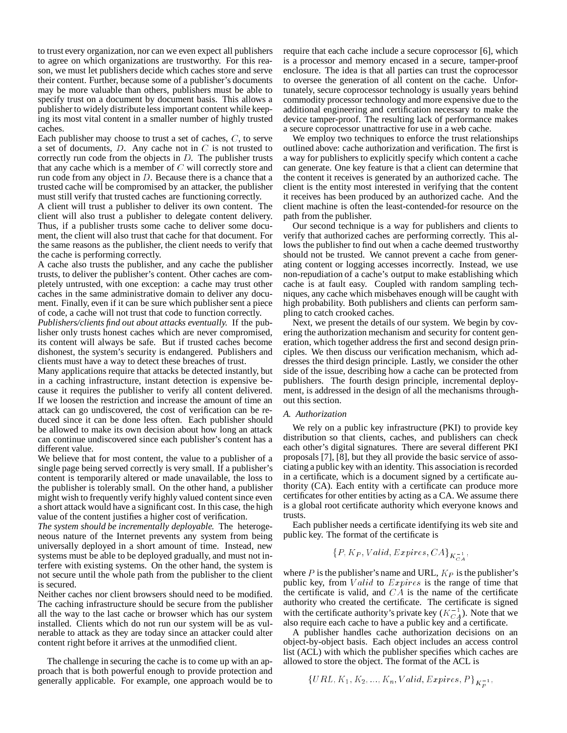to trust every organization, nor can we even expect all publishers to agree on which organizations are trustworthy. For this reason, we must let publishers decide which caches store and serve their content. Further, because some of a publisher's documents may be more valuable than others, publishers must be able to specify trust on a document by document basis. This allows a publisher to widely distribute less important content while keeping its most vital content in a smaller number of highly trusted caches.

Each publisher may choose to trust a set of caches, $C$, to serve a set of documents, $D$. Any cache not in $C$ is not trusted to correctly run code from the objects in $D$. The publisher trusts that any cache which is a member of $C$ will correctly store and run code from any object in $D$. Because there is a chance that a trusted cache will be compromised by an attacker, the publisher must still verify that trusted caches are functioning correctly.

A client will trust a publisher to deliver its own content. The client will also trust a publisher to delegate content delivery. Thus, if a publisher trusts some cache to deliver some document, the client will also trust that cache for that document. For the same reasons as the publisher, the client needs to verify that the cache is performing correctly.

A cache also trusts the publisher, and any cache the publisher trusts, to deliver the publisher's content. Other caches are completely untrusted, with one exception: a cache may trust other caches in the same administrative domain to deliver any document. Finally, even if it can be sure which publisher sent a piece of code, a cache will not trust that code to function correctly.

*Publishers/clients find out about attacks eventually.* If the publisher only trusts honest caches which are never compromised, its content will always be safe. But if trusted caches become dishonest, the system's security is endangered. Publishers and clients must have a way to detect these breaches of trust.

Many applications require that attacks be detected instantly, but in a caching infrastructure, instant detection is expensive because it requires the publisher to verify all content delivered. If we loosen the restriction and increase the amount of time an attack can go undiscovered, the cost of verification can be reduced since it can be done less often. Each publisher should be allowed to make its own decision about how long an attack can continue undiscovered since each publisher's content has a different value.

We believe that for most content, the value to a publisher of a single page being served correctly is very small. If a publisher's content is temporarily altered or made unavailable, the loss to the publisher is tolerably small. On the other hand, a publisher might wish to frequently verify highly valued content since even a short attack would have a significant cost. In this case, the high value of the content justifies a higher cost of verification.

*The system should be incrementally deployable.* The heterogeneous nature of the Internet prevents any system from being universally deployed in a short amount of time. Instead, new systems must be able to be deployed gradually, and must not interfere with existing systems. On the other hand, the system is not secure until the whole path from the publisher to the client is secured.

Neither caches nor client browsers should need to be modified. The caching infrastructure should be secure from the publisher all the way to the last cache or browser which has our system installed. Clients which do not run our system will be as vulnerable to attack as they are today since an attacker could alter content right before it arrives at the unmodified client.

The challenge in securing the cache is to come up with an approach that is both powerful enough to provide protection and generally applicable. For example, one approach would be to require that each cache include a secure coprocessor [6], which is a processor and memory encased in a secure, tamper-proof enclosure. The idea is that all parties can trust the coprocessor to oversee the generation of all content on the cache. Unfortunately, secure coprocessor technology is usually years behind commodity processor technology and more expensive due to the additional engineering and certification necessary to make the device tamper-proof. The resulting lack of performance makes a secure coprocessor unattractive for use in a web cache.

We employ two techniques to enforce the trust relationships outlined above: cache authorization and verification. The first is a way for publishers to explicitly specify which content a cache can generate. One key feature is that a client can determine that the content it receives is generated by an authorized cache. The client is the entity most interested in verifying that the content it receives has been produced by an authorized cache. And the client machine is often the least-contended-for resource on the path from the publisher.

Our second technique is a way for publishers and clients to verify that authorized caches are performing correctly. This allows the publisher to find out when a cache deemed trustworthy should not be trusted. We cannot prevent a cache from generating content or logging accesses incorrectly. Instead, we use non-repudiation of a cache's output to make establishing which cache is at fault easy. Coupled with random sampling techniques, any cache which misbehaves enough will be caught with high probability. Both publishers and clients can perform sampling to catch crooked caches.

Next, we present the details of our system. We begin by covering the authorization mechanism and security for content generation, which together address the first and second design principles. We then discuss our verification mechanism, which addresses the third design principle. Lastly, we consider the other side of the issue, describing how a cache can be protected from publishers. The fourth design principle, incremental deployment, is addressed in the design of all the mechanisms throughout this section.

### A. Authorization

We rely on a public key infrastructure (PKI) to provide key distribution so that clients, caches, and publishers can check each other's digital signatures. There are several different PKI proposals [7], [8], but they all provide the basic service of associating a public key with an identity. This association is recorded in a certificate, which is a document signed by a certificate authority (CA). Each entity with a certificate can produce more certificates for other entities by acting as a CA. We assume there is a global root certificate authority which everyone knows and trusts.

Each publisher needs a certificate identifying its web site and public key. The format of the certificate is

$$\{P, K_P, Valid, Expires, CA\}_{K_{CA}^{-1}},$$

where $P$ is the publisher's name and URL, $K_P$ is the publisher's public key, from $Valid$ to $Expires$ is the range of time that the certificate is valid, and $CA$ is the name of the certificate authority who created the certificate. The certificate is signed with the certificate authority's private key ($K_{CA}^{-1}$). Note that we also require each cache to have a public key and a certificate.

A publisher handles cache authorization decisions on an object-by-object basis. Each object includes an access control list (ACL) with which the publisher specifies which caches are allowed to store the object. The format of the ACL is

$$\{URL, K_1, K_2, ..., K_n, Valid, Expires, P\}_{K_P^{-1}},$$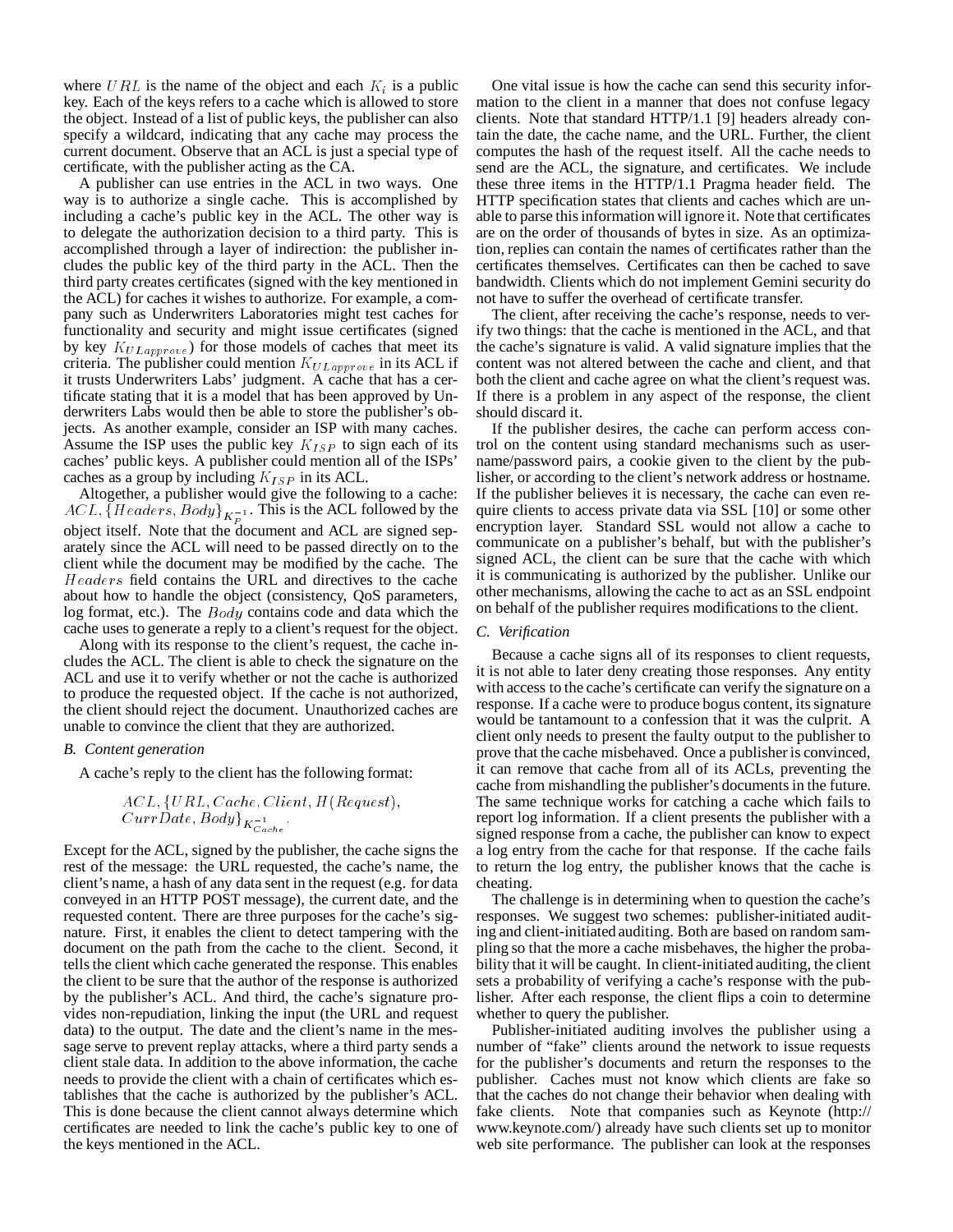where $URL$ is the name of the object and each $K_i$ is a public key. Each of the keys refers to a cache which is allowed to store the object. Instead of a list of public keys, the publisher can also specify a wildcard, indicating that any cache may process the current document. Observe that an ACL is just a special type of certificate, with the publisher acting as the CA.

A publisher can use entries in the ACL in two ways. One way is to authorize a single cache. This is accomplished by including a cache's public key in the ACL. The other way is to delegate the authorization decision to a third party. This is accomplished through a layer of indirection: the publisher includes the public key of the third party in the ACL. Then the third party creates certificates (signed with the key mentioned in the ACL) for caches it wishes to authorize. For example, a company such as Underwriters Laboratories might test caches for functionality and security and might issue certificates (signed by key $K_{ULapprove}$) for those models of caches that meet its criteria. The publisher could mention $K_{ULapprove}$ in its ACL if it trusts Underwriters Labs' judgment. A cache that has a certificate stating that it is a model that has been approved by Underwriters Labs would then be able to store the publisher's objects. As another example, consider an ISP with many caches. Assume the ISP uses the public key $K_{ISP}$ to sign each of its caches' public keys. A publisher could mention all of the ISPs' caches as a group by including $K_{ISP}$ in its ACL.

Altogether, a publisher would give the following to a cache: $ACL, \{Headers, Body\}_{K_P^{-1}}$. This is the ACL followed by the object itself. Note that the document and ACL are signed separately since the ACL will need to be passed directly on to the client while the document may be modified by the cache. The $Headers$ field contains the URL and directives to the cache about how to handle the object (consistency, QoS parameters, log format, etc.). The $Body$ contains code and data which the cache uses to generate a reply to a client's request for the object.

Along with its response to the client's request, the cache includes the ACL. The client is able to check the signature on the ACL and use it to verify whether or not the cache is authorized to produce the requested object. If the cache is not authorized, the client should reject the document. Unauthorized caches are unable to convince the client that they are authorized.

### *B. Content generation*

A cache's reply to the client has the following format:

$$ACL, \{URL, Cache, Client, H(Request), CurrDate, Body\}_{K_{Cache}^{-1}}.$$

Except for the ACL, signed by the publisher, the cache signs the rest of the message: the URL requested, the cache's name, the client's name, a hash of any data sent in the request (e.g. for data conveyed in an HTTP POST message), the current date, and the requested content. There are three purposes for the cache's signature. First, it enables the client to detect tampering with the document on the path from the cache to the client. Second, it tells the client which cache generated the response. This enables the client to be sure that the author of the response is authorized by the publisher's ACL. And third, the cache's signature provides non-repudiation, linking the input (the URL and request data) to the output. The date and the client's name in the message serve to prevent replay attacks, where a third party sends a client stale data. In addition to the above information, the cache needs to provide the client with a chain of certificates which establishes that the cache is authorized by the publisher's ACL. This is done because the client cannot always determine which certificates are needed to link the cache's public key to one of the keys mentioned in the ACL.

One vital issue is how the cache can send this security information to the client in a manner that does not confuse legacy clients. Note that standard HTTP/1.1 [9] headers already contain the date, the cache name, and the URL. Further, the client computes the hash of the request itself. All the cache needs to send are the ACL, the signature, and certificates. We include these three items in the HTTP/1.1 Pragma header field. The HTTP specification states that clients and caches which are unable to parse this information will ignore it. Note that certificates are on the order of thousands of bytes in size. As an optimization, replies can contain the names of certificates rather than the certificates themselves. Certificates can then be cached to save bandwidth. Clients which do not implement Gemini security do not have to suffer the overhead of certificate transfer.

The client, after receiving the cache's response, needs to verify two things: that the cache is mentioned in the ACL, and that the cache's signature is valid. A valid signature implies that the content was not altered between the cache and client, and that both the client and cache agree on what the client's request was. If there is a problem in any aspect of the response, the client should discard it.

If the publisher desires, the cache can perform access control on the content using standard mechanisms such as username/password pairs, a cookie given to the client by the publisher, or according to the client's network address or hostname. If the publisher believes it is necessary, the cache can even require clients to access private data via SSL [10] or some other encryption layer. Standard SSL would not allow a cache to communicate on a publisher's behalf, but with the publisher's signed ACL, the client can be sure that the cache with which it is communicating is authorized by the publisher. Unlike our other mechanisms, allowing the cache to act as an SSL endpoint on behalf of the publisher requires modifications to the client.

### *C. Verification*

Because a cache signs all of its responses to client requests, it is not able to later deny creating those responses. Any entity with access to the cache's certificate can verify the signature on a response. If a cache were to produce bogus content, its signature would be tantamount to a confession that it was the culprit. A client only needs to present the faulty output to the publisher to prove that the cache misbehaved. Once a publisher is convinced, it can remove that cache from all of its ACLs, preventing the cache from mishandling the publisher's documents in the future. The same technique works for catching a cache which fails to report log information. If a client presents the publisher with a signed response from a cache, the publisher can know to expect a log entry from the cache for that response. If the cache fails to return the log entry, the publisher knows that the cache is cheating.

The challenge is in determining when to question the cache's responses. We suggest two schemes: publisher-initiated auditing and client-initiated auditing. Both are based on random sampling so that the more a cache misbehaves, the higher the probability that it will be caught. In client-initiated auditing, the client sets a probability of verifying a cache's response with the publisher. After each response, the client flips a coin to determine whether to query the publisher.

Publisher-initiated auditing involves the publisher using a number of "fake" clients around the network to issue requests for the publisher's documents and return the responses to the publisher. Caches must not know which clients are fake so that the caches do not change their behavior when dealing with fake clients. Note that companies such as Keynote (http://www.keynote.com/) already have such clients set up to monitor web site performance. The publisher can look at the responses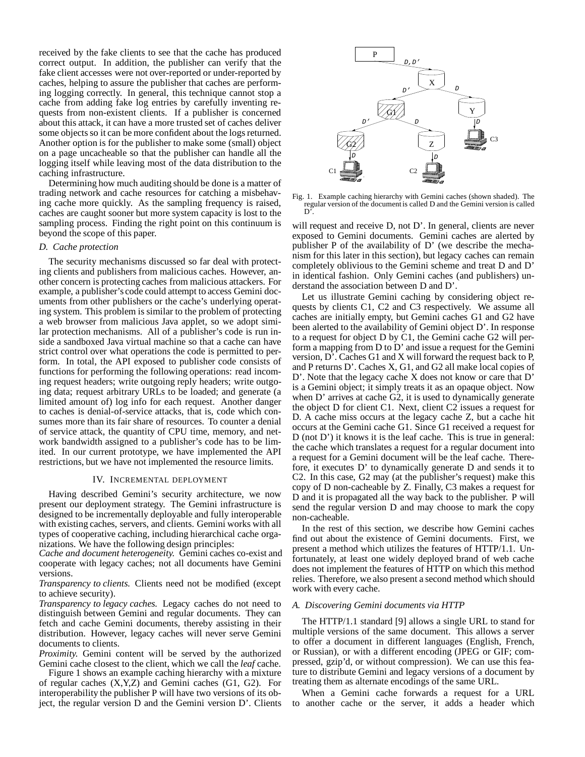received by the fake clients to see that the cache has produced correct output. In addition, the publisher can verify that the fake client accesses were not over-reported or under-reported by caches, helping to assure the publisher that caches are performing logging correctly. In general, this technique cannot stop a cache from adding fake log entries by carefully inventing requests from non-existent clients. If a publisher is concerned about this attack, it can have a more trusted set of caches deliver some objects so it can be more confident about the logs returned. Another option is for the publisher to make some (small) object on a page uncacheable so that the publisher can handle all the logging itself while leaving most of the data distribution to the caching infrastructure.

Determining how much auditing should be done is a matter of trading network and cache resources for catching a misbehaving cache more quickly. As the sampling frequency is raised, caches are caught sooner but more system capacity is lost to the sampling process. Finding the right point on this continuum is beyond the scope of this paper.

### D. Cache protection

The security mechanisms discussed so far deal with protecting clients and publishers from malicious caches. However, another concern is protecting caches from malicious attackers. For example, a publisher's code could attempt to access Gemini documents from other publishers or the cache's underlying operating system. This problem is similar to the problem of protecting a web browser from malicious Java applet, so we adopt similar protection mechanisms. All of a publisher's code is run inside a sandboxed Java virtual machine so that a cache can have strict control over what operations the code is permitted to perform. In total, the API exposed to publisher code consists of functions for performing the following operations: read incoming request headers; write outgoing reply headers; write outgoing data; request arbitrary URLs to be loaded; and generate (a limited amount of) log info for each request. Another danger to caches is denial-of-service attacks, that is, code which consumes more than its fair share of resources. To counter a denial of service attack, the quantity of CPU time, memory, and network bandwidth assigned to a publisher's code has to be limited. In our current prototype, we have implemented the API restrictions, but we have not implemented the resource limits.

## IV. Incremental deployment

Having described Gemini's security architecture, we now present our deployment strategy. The Gemini infrastructure is designed to be incrementally deployable and fully interoperable with existing caches, servers, and clients. Gemini works with all types of cooperative caching, including hierarchical cache organizations. We have the following design principles:

*Cache and document heterogeneity.* Gemini caches co-exist and cooperate with legacy caches; not all documents have Gemini versions.

*Transparency to clients.* Clients need not be modified (except to achieve security).

*Transparency to legacy caches.* Legacy caches do not need to distinguish between Gemini and regular documents. They can fetch and cache Gemini documents, thereby assisting in their distribution. However, legacy caches will never serve Gemini documents to clients.

*Proximity.* Gemini content will be served by the authorized Gemini cache closest to the client, which we call the *leaf* cache.

Figure 1 shows an example caching hierarchy with a mixture of regular caches (X,Y,Z) and Gemini caches (G1, G2). For interoperability the publisher P will have two versions of its object, the regular version D and the Gemini version D'. Clients will request and receive D, not D'. In general, clients are never exposed to Gemini documents. Gemini caches are alerted by publisher P of the availability of D' (we describe the mechanism for this later in this section), but legacy caches can remain completely oblivious to the Gemini scheme and treat D and D' in identical fashion. Only Gemini caches (and publishers) understand the association between D and D'.

Fig. 1. Example caching hierarchy with Gemini caches (shown shaded). The regular version of the document is called D and the Gemini version is called D'.

Let us illustrate Gemini caching by considering object requests by clients C1, C2 and C3 respectively. We assume all caches are initially empty, but Gemini caches G1 and G2 have been alerted to the availability of Gemini object D'. In response to a request for object D by C1, the Gemini cache G2 will perform a mapping from D to D' and issue a request for the Gemini version, D'. Caches G1 and X will forward the request back to P, and P returns D'. Caches X, G1, and G2 all make local copies of D'. Note that the legacy cache X does not know or care that D' is a Gemini object; it simply treats it as an opaque object. Now when D' arrives at cache G2, it is used to dynamically generate the object D for client C1. Next, client C2 issues a request for D. A cache miss occurs at the legacy cache Z, but a cache hit occurs at the Gemini cache G1. Since G1 received a request for D (not D') it knows it is the leaf cache. This is true in general: the cache which translates a request for a regular document into a request for a Gemini document will be the leaf cache. Therefore, it executes D' to dynamically generate D and sends it to C2. In this case, G2 may (at the publisher's request) make this copy of D non-cacheable by Z. Finally, C3 makes a request for D and it is propagated all the way back to the publisher. P will send the regular version D and may choose to mark the copy non-cacheable.

In the rest of this section, we describe how Gemini caches find out about the existence of Gemini documents. First, we present a method which utilizes the features of HTTP/1.1. Unfortunately, at least one widely deployed brand of web cache does not implement the features of HTTP on which this method relies. Therefore, we also present a second method which should work with every cache.

### A. Discovering Gemini documents via HTTP

The HTTP/1.1 standard [9] allows a single URL to stand for multiple versions of the same document. This allows a server to offer a document in different languages (English, French, or Russian), or with a different encoding (JPEG or GIF; compressed, gzip'd, or without compression). We can use this feature to distribute Gemini and legacy versions of a document by treating them as alternate encodings of the same URL.

When a Gemini cache forwards a request for a URL to another cache or the server, it adds a header which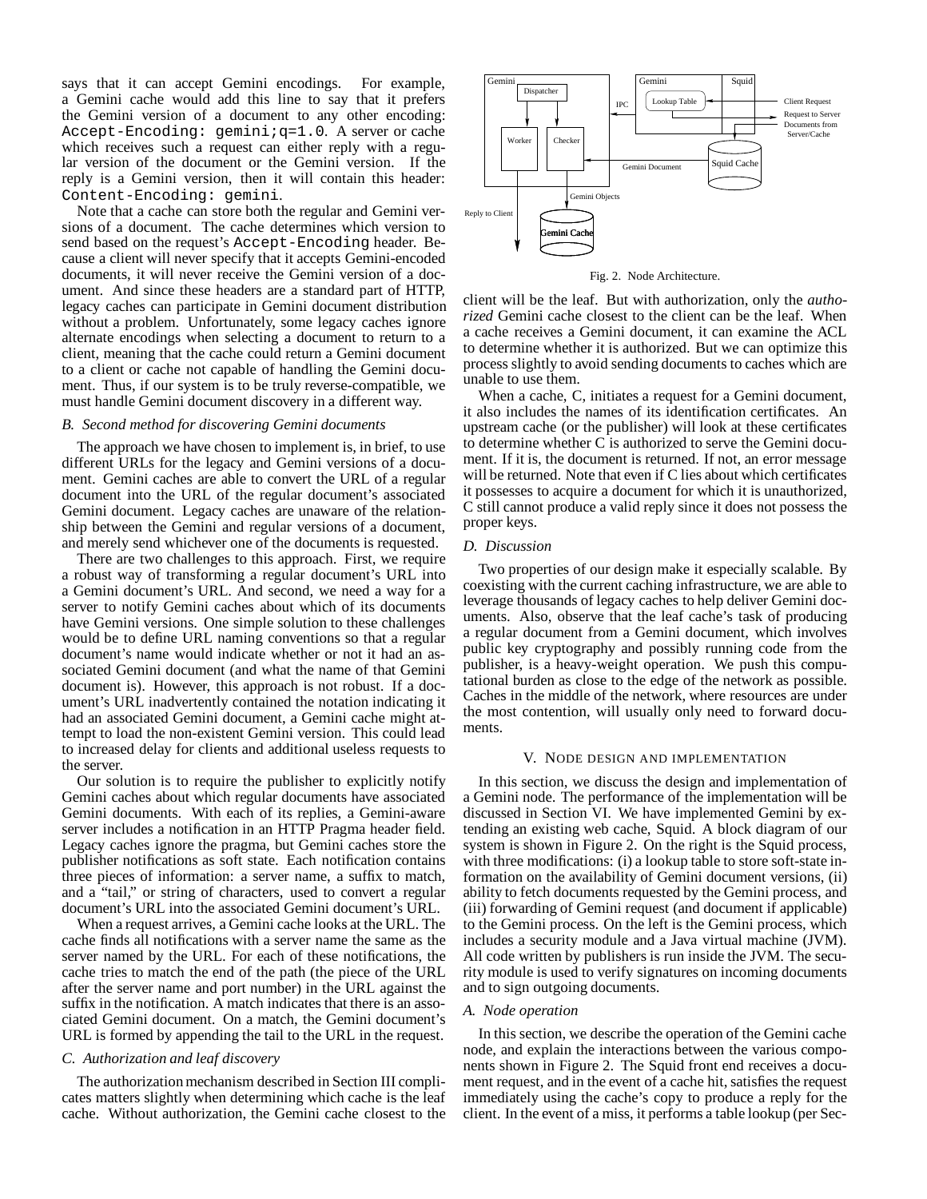says that it can accept Gemini encodings. For example, a Gemini cache would add this line to say that it prefers the Gemini version of a document to any other encoding: `Accept-Encoding: gemini;q=1.0`. A server or cache which receives such a request can either reply with a regular version of the document or the Gemini version. If the reply is a Gemini version, then it will contain this header: `Content-Encoding: gemini`.

Note that a cache can store both the regular and Gemini versions of a document. The cache determines which version to send based on the request's `Accept-Encoding` header. Because a client will never specify that it accepts Gemini-encoded documents, it will never receive the Gemini version of a document. And since these headers are a standard part of HTTP, legacy caches can participate in Gemini document distribution without a problem. Unfortunately, some legacy caches ignore alternate encodings when selecting a document to return to a client, meaning that the cache could return a Gemini document to a client or cache not capable of handling the Gemini document. Thus, if our system is to be truly reverse-compatible, we must handle Gemini document discovery in a different way.

### B. Second method for discovering Gemini documents

The approach we have chosen to implement is, in brief, to use different URLs for the legacy and Gemini versions of a document. Gemini caches are able to convert the URL of a regular document into the URL of the regular document's associated Gemini document. Legacy caches are unaware of the relationship between the Gemini and regular versions of a document, and merely send whichever one of the documents is requested.

There are two challenges to this approach. First, we require a robust way of transforming a regular document's URL into a Gemini document's URL. And second, we need a way for a server to notify Gemini caches about which of its documents have Gemini versions. One simple solution to these challenges would be to define URL naming conventions so that a regular document's name would indicate whether or not it had an associated Gemini document (and what the name of that Gemini document is). However, this approach is not robust. If a document's URL inadvertently contained the notation indicating it had an associated Gemini document, a Gemini cache might attempt to load the non-existent Gemini version. This could lead to increased delay for clients and additional useless requests to the server.

Our solution is to require the publisher to explicitly notify Gemini caches about which regular documents have associated Gemini documents. With each of its replies, a Gemini-aware server includes a notification in an HTTP Pragma header field. Legacy caches ignore the pragma, but Gemini caches store the publisher notifications as soft state. Each notification contains three pieces of information: a server name, a suffix to match, and a "tail," or string of characters, used to convert a regular document's URL into the associated Gemini document's URL.

When a request arrives, a Gemini cache looks at the URL. The cache finds all notifications with a server name the same as the server named by the URL. For each of these notifications, the cache tries to match the end of the path (the piece of the URL after the server name and port number) in the URL against the suffix in the notification. A match indicates that there is an associated Gemini document. On a match, the Gemini document's URL is formed by appending the tail to the URL in the request.

### C. Authorization and leaf discovery

The authorization mechanism described in Section III complicates matters slightly when determining which cache is the leaf cache. Without authorization, the Gemini cache closest to the client will be the leaf. But with authorization, only the *authorized* Gemini cache closest to the client can be the leaf. When a cache receives a Gemini document, it can examine the ACL to determine whether it is authorized. But we can optimize this process slightly to avoid sending documents to caches which are unable to use them.

When a cache, C, initiates a request for a Gemini document, it also includes the names of its identification certificates. An upstream cache (or the publisher) will look at these certificates to determine whether C is authorized to serve the Gemini document. If it is, the document is returned. If not, an error message will be returned. Note that even if C lies about which certificates it possesses to acquire a document for which it is unauthorized, C still cannot produce a valid reply since it does not possess the proper keys.

### D. Discussion

Two properties of our design make it especially scalable. By coexisting with the current caching infrastructure, we are able to leverage thousands of legacy caches to help deliver Gemini documents. Also, observe that the leaf cache's task of producing a regular document from a Gemini document, which involves public key cryptography and possibly running code from the publisher, is a heavy-weight operation. We push this computational burden as close to the edge of the network as possible. Caches in the middle of the network, where resources are under the most contention, will usually only need to forward documents.

Fig. 2. Node Architecture.

## V. Node design and implementation

In this section, we discuss the design and implementation of a Gemini node. The performance of the implementation will be discussed in Section VI. We have implemented Gemini by extending an existing web cache, Squid. A block diagram of our system is shown in Figure 2. On the right is the Squid process, with three modifications: (i) a lookup table to store soft-state information on the availability of Gemini document versions, (ii) ability to fetch documents requested by the Gemini process, and (iii) forwarding of Gemini request (and document if applicable) to the Gemini process. On the left is the Gemini process, which includes a security module and a Java virtual machine (JVM). All code written by publishers is run inside the JVM. The security module is used to verify signatures on incoming documents and to sign outgoing documents.

### A. Node operation

In this section, we describe the operation of the Gemini cache node, and explain the interactions between the various components shown in Figure 2. The Squid front end receives a document request, and in the event of a cache hit, satisfies the request immediately using the cache's copy to produce a reply for the client. In the event of a miss, it performs a table lookup (per Sec-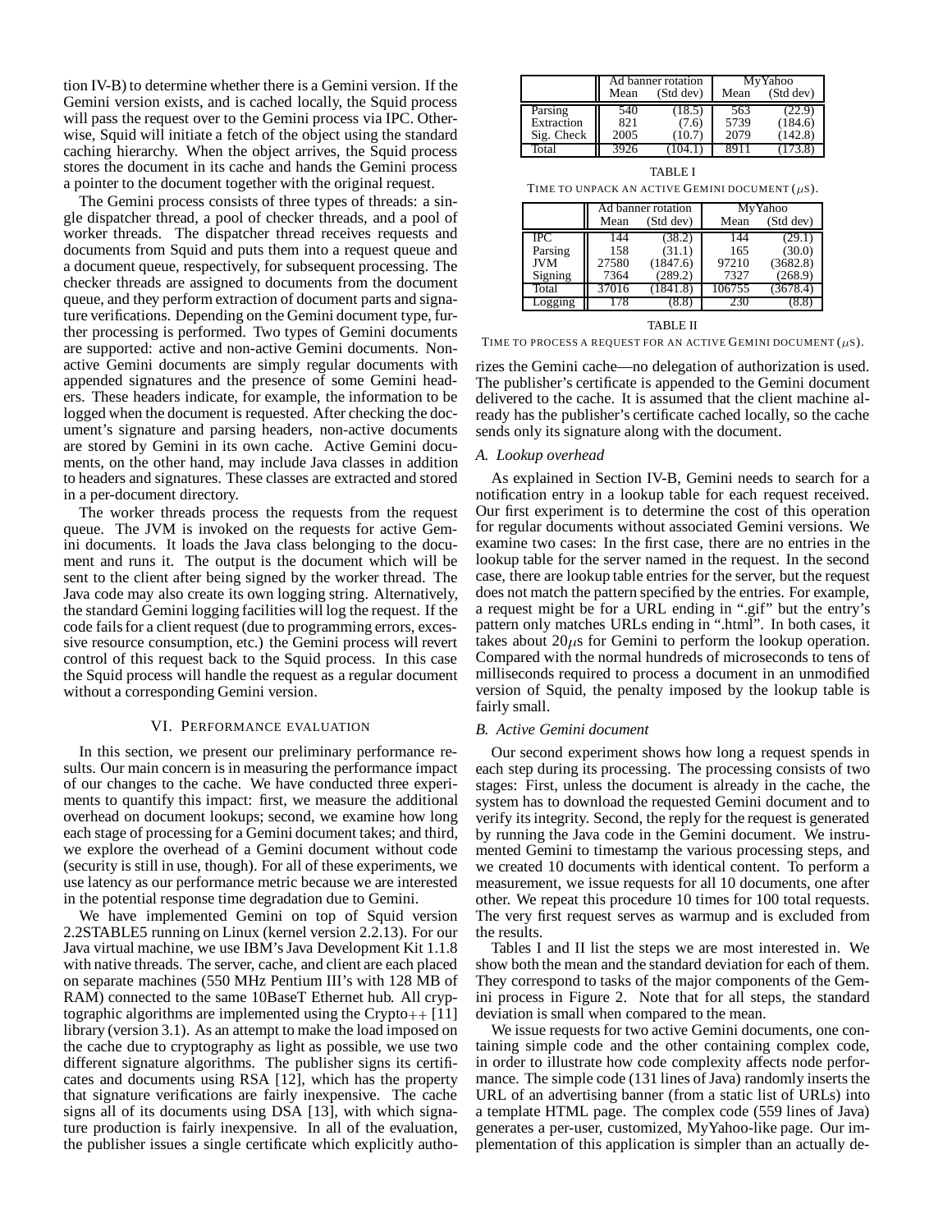tion IV-B) to determine whether there is a Gemini version. If the Gemini version exists, and is cached locally, the Squid process will pass the request over to the Gemini process via IPC. Otherwise, Squid will initiate a fetch of the object using the standard caching hierarchy. When the object arrives, the Squid process stores the document in its cache and hands the Gemini process a pointer to the document together with the original request.

The Gemini process consists of three types of threads: a single dispatcher thread, a pool of checker threads, and a pool of worker threads. The dispatcher thread receives requests and documents from Squid and puts them into a request queue and a document queue, respectively, for subsequent processing. The checker threads are assigned to documents from the document queue, and they perform extraction of document parts and signature verifications. Depending on the Gemini document type, further processing is performed. Two types of Gemini documents are supported: active and non-active Gemini documents. Non-active Gemini documents are simply regular documents with appended signatures and the presence of some Gemini headers. These headers indicate, for example, the information to be logged when the document is requested. After checking the document's signature and parsing headers, non-active documents are stored by Gemini in its own cache. Active Gemini documents, on the other hand, may include Java classes in addition to headers and signatures. These classes are extracted and stored in a per-document directory.

The worker threads process the requests from the request queue. The JVM is invoked on the requests for active Gemini documents. It loads the Java class belonging to the document and runs it. The output is the document which will be sent to the client after being signed by the worker thread. The Java code may also create its own logging string. Alternatively, the standard Gemini logging facilities will log the request. If the code fails for a client request (due to programming errors, excessive resource consumption, etc.) the Gemini process will revert control of this request back to the Squid process. In this case the Squid process will handle the request as a regular document without a corresponding Gemini version.

## VI. Performance evaluation

In this section, we present our preliminary performance results. Our main concern is in measuring the performance impact of our changes to the cache. We have conducted three experiments to quantify this impact: first, we measure the additional overhead on document lookups; second, we examine how long each stage of processing for a Gemini document takes; and third, we explore the overhead of a Gemini document without code (security is still in use, though). For all of these experiments, we use latency as our performance metric because we are interested in the potential response time degradation due to Gemini.

We have implemented Gemini on top of Squid version 2.2STABLE5 running on Linux (kernel version 2.2.13). For our Java virtual machine, we use IBM's Java Development Kit 1.1.8 with native threads. The server, cache, and client are each placed on separate machines (550 MHz Pentium III's with 128 MB of RAM) connected to the same 10BaseT Ethernet hub. All cryptographic algorithms are implemented using the Crypto++ [11] library (version 3.1). As an attempt to make the load imposed on the cache due to cryptography as light as possible, we use two different signature algorithms. The publisher signs its certificates and documents using RSA [12], which has the property that signature verifications are fairly inexpensive. The cache signs all of its documents using DSA [13], with which signature production is fairly inexpensive. In all of the evaluation, the publisher issues a single certificate which explicitly authorizes the Gemini cache—no delegation of authorization is used. The publisher's certificate is appended to the Gemini document delivered to the cache. It is assumed that the client machine already has the publisher's certificate cached locally, so the cache sends only its signature along with the document.

| | Ad banner rotation | | MyYahoo | |
|---|---|---|---|---|
| | Mean | (Std dev) | Mean | (Std dev) |
| Parsing | 540 | (18.5) | 563 | (22.9) |
| Extraction | 821 | (7.6) | 5739 | (184.6) |
| Sig. Check | 2005 | (10.7) | 2079 | (142.8) |
| Total | 3926 | (104.1) | 8911 | (173.8) |

TABLE I
TIME TO UNPACK AN ACTIVE GEMINI DOCUMENT ($\mu$S).

| | Ad banner rotation | | MyYahoo | |
|---|---|---|---|---|
| | Mean | (Std dev) | Mean | (Std dev) |
| IPC | 144 | (38.2) | 144 | (29.1) |
| Parsing | 158 | (31.1) | 165 | (30.0) |
| JVM | 27580 | (1847.6) | 97210 | (3682.8) |
| Signing | 7364 | (289.2) | 7327 | (268.9) |
| Total | 37016 | (1841.8) | 106755 | (3678.4) |
| Logging | 178 | (8.8) | 230 | (8.8) |

TABLE II
TIME TO PROCESS A REQUEST FOR AN ACTIVE GEMINI DOCUMENT ($\mu$S).

### A. Lookup overhead

As explained in Section IV-B, Gemini needs to search for a notification entry in a lookup table for each request received. Our first experiment is to determine the cost of this operation for regular documents without associated Gemini versions. We examine two cases: In the first case, there are no entries in the lookup table for the server named in the request. In the second case, there are lookup table entries for the server, but the request does not match the pattern specified by the entries. For example, a request might be for a URL ending in ".gif" but the entry's pattern only matches URLs ending in ".html". In both cases, it takes about 20$\mu$s for Gemini to perform the lookup operation. Compared with the normal hundreds of microseconds to tens of milliseconds required to process a document in an unmodified version of Squid, the penalty imposed by the lookup table is fairly small.

### B. Active Gemini document

Our second experiment shows how long a request spends in each step during its processing. The processing consists of two stages: First, unless the document is already in the cache, the system has to download the requested Gemini document and to verify its integrity. Second, the reply for the request is generated by running the Java code in the Gemini document. We instrumented Gemini to timestamp the various processing steps, and we created 10 documents with identical content. To perform a measurement, we issue requests for all 10 documents, one after other. We repeat this procedure 10 times for 100 total requests. The very first request serves as warmup and is excluded from the results.

Tables I and II list the steps we are most interested in. We show both the mean and the standard deviation for each of them. They correspond to tasks of the major components of the Gemini process in Figure 2. Note that for all steps, the standard deviation is small when compared to the mean.

We issue requests for two active Gemini documents, one containing simple code and the other containing complex code, in order to illustrate how code complexity affects node performance. The simple code (131 lines of Java) randomly inserts the URL of an advertising banner (from a static list of URLs) into a template HTML page. The complex code (559 lines of Java) generates a per-user, customized, MyYahoo-like page. Our implementation of this application is simpler than an actually de-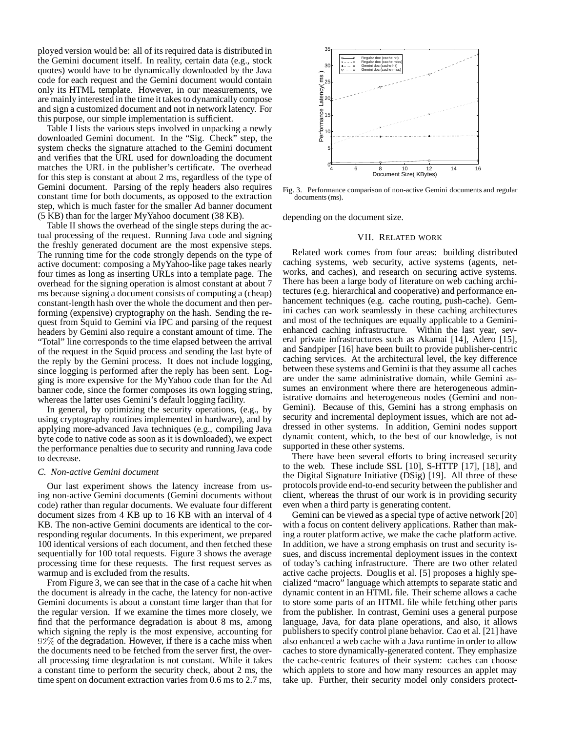ployed version would be: all of its required data is distributed in the Gemini document itself. In reality, certain data (e.g., stock quotes) would have to be dynamically downloaded by the Java code for each request and the Gemini document would contain only its HTML template. However, in our measurements, we are mainly interested in the time it takes to dynamically compose and sign a customized document and not in network latency. For this purpose, our simple implementation is sufficient.

Table I lists the various steps involved in unpacking a newly downloaded Gemini document. In the "Sig. Check" step, the system checks the signature attached to the Gemini document and verifies that the URL used for downloading the document matches the URL in the publisher's certificate. The overhead for this step is constant at about 2 ms, regardless of the type of Gemini document. Parsing of the reply headers also requires constant time for both documents, as opposed to the extraction step, which is much faster for the smaller Ad banner document (5 KB) than for the larger MyYahoo document (38 KB).

Table II shows the overhead of the single steps during the actual processing of the request. Running Java code and signing the freshly generated document are the most expensive steps. The running time for the code strongly depends on the type of active document: composing a MyYahoo-like page takes nearly four times as long as inserting URLs into a template page. The overhead for the signing operation is almost constant at about 7 ms because signing a document consists of computing a (cheap) constant-length hash over the whole the document and then performing (expensive) cryptography on the hash. Sending the request from Squid to Gemini via IPC and parsing of the request headers by Gemini also require a constant amount of time. The "Total" line corresponds to the time elapsed between the arrival of the request in the Squid process and sending the last byte of the reply by the Gemini process. It does not include logging, since logging is performed after the reply has been sent. Logging is more expensive for the MyYahoo code than for the Ad banner code, since the former composes its own logging string, whereas the latter uses Gemini's default logging facility.

In general, by optimizing the security operations, (e.g., by using cryptography routines implemented in hardware), and by applying more-advanced Java techniques (e.g., compiling Java byte code to native code as soon as it is downloaded), we expect the performance penalties due to security and running Java code to decrease.

### C. Non-active Gemini document

Our last experiment shows the latency increase from using non-active Gemini documents (Gemini documents without code) rather than regular documents. We evaluate four different document sizes from 4 KB up to 16 KB with an interval of 4 KB. The non-active Gemini documents are identical to the corresponding regular documents. In this experiment, we prepared 100 identical versions of each document, and then fetched these sequentially for 100 total requests. Figure 3 shows the average processing time for these requests. The first request serves as warmup and is excluded from the results.

From Figure 3, we can see that in the case of a cache hit when the document is already in the cache, the latency for non-active Gemini documents is about a constant time larger than that for the regular version. If we examine the times more closely, we find that the performance degradation is about 8 ms, among which signing the reply is the most expensive, accounting for $92\%$ of the degradation. However, if there is a cache miss when the documents need to be fetched from the server first, the overall processing time degradation is not constant. While it takes a constant time to perform the security check, about 2 ms, the time spent on document extraction varies from 0.6 ms to 2.7 ms, depending on the document size.

Performance Latency( ms )
Document Size( KBytes)
Regular doc (cache hit)
Regular doc (cache miss)
Gemini doc (cache hit)
Gemini doc (cache miss)
0 5 10 15 20 25 30 35
4 6 8 10 12 14 16

Fig. 3. Performance comparison of non-active Gemini documents and regular documents (ms).

## VII. Related work

Related work comes from four areas: building distributed caching systems, web security, active systems (agents, networks, and caches), and research on securing active systems. There has been a large body of literature on web caching architectures (e.g. hierarchical and cooperative) and performance enhancement techniques (e.g. cache routing, push-cache). Gemini caches can work seamlessly in these caching architectures and most of the techniques are equally applicable to a Gemini-enhanced caching infrastructure. Within the last year, several private infrastructures such as Akamai [14], Adero [15], and Sandpiper [16] have been built to provide publisher-centric caching services. At the architectural level, the key difference between these systems and Gemini is that they assume all caches are under the same administrative domain, while Gemini assumes an environment where there are heterogeneous administrative domains and heterogeneous nodes (Gemini and non-Gemini). Because of this, Gemini has a strong emphasis on security and incremental deployment issues, which are not addressed in other systems. In addition, Gemini nodes support dynamic content, which, to the best of our knowledge, is not supported in these other systems.

There have been several efforts to bring increased security to the web. These include SSL [10], S-HTTP [17], [18], and the Digital Signature Initiative (DSig) [19]. All three of these protocols provide end-to-end security between the publisher and client, whereas the thrust of our work is in providing security even when a third party is generating content.

Gemini can be viewed as a special type of active network [20] with a focus on content delivery applications. Rather than making a router platform active, we make the cache platform active. In addition, we have a strong emphasis on trust and security issues, and discuss incremental deployment issues in the context of today's caching infrastructure. There are two other related active cache projects. Douglis et al. [5] proposes a highly specialized "macro" language which attempts to separate static and dynamic content in an HTML file. Their scheme allows a cache to store some parts of an HTML file while fetching other parts from the publisher. In contrast, Gemini uses a general purpose language, Java, for data plane operations, and also, it allows publishers to specify control plane behavior. Cao et al. [21] have also enhanced a web cache with a Java runtime in order to allow caches to store dynamically-generated content. They emphasize the cache-centric features of their system: caches can choose which applets to store and how many resources an applet may take up. Further, their security model only considers protect-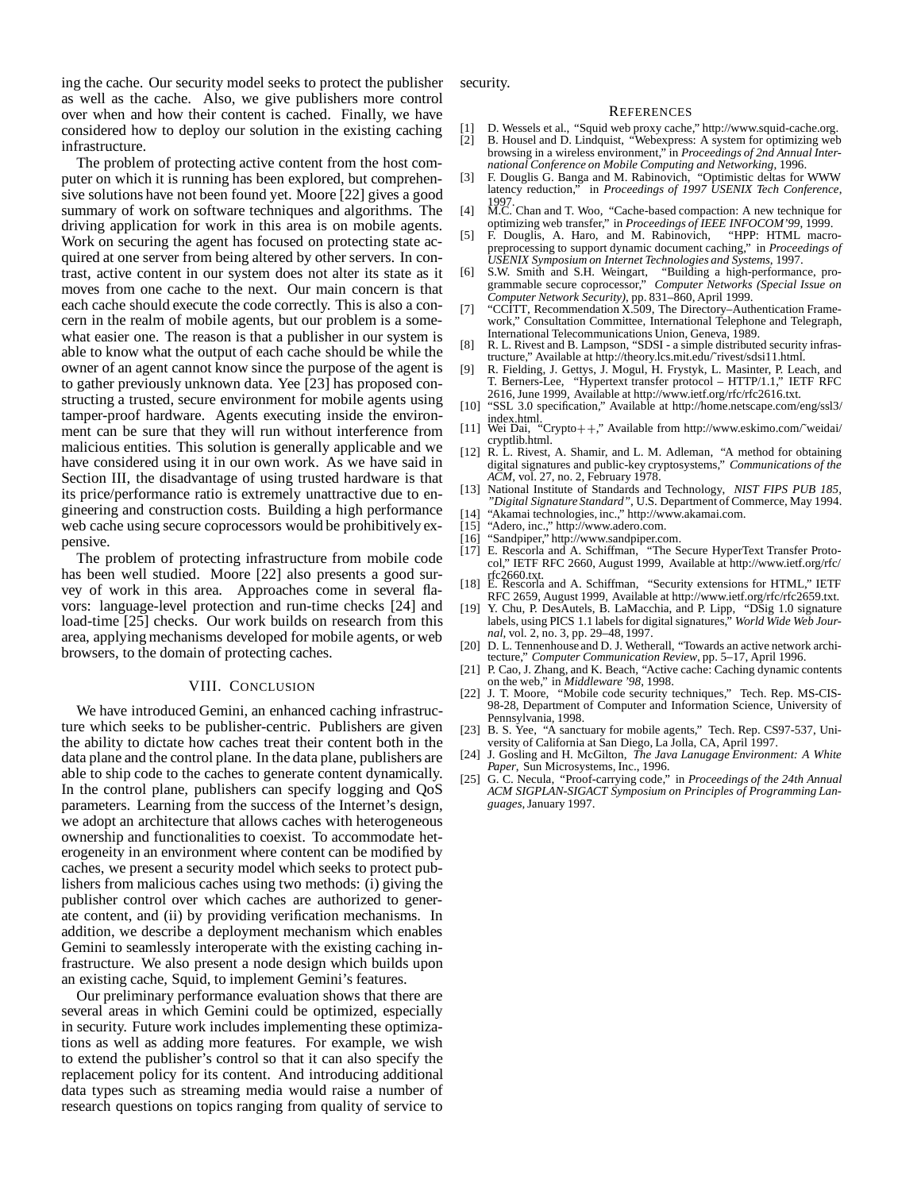ing the cache. Our security model seeks to protect the publisher as well as the cache. Also, we give publishers more control over when and how their content is cached. Finally, we have considered how to deploy our solution in the existing caching infrastructure.

The problem of protecting active content from the host computer on which it is running has been explored, but comprehensive solutions have not been found yet. Moore [22] gives a good summary of work on software techniques and algorithms. The driving application for work in this area is on mobile agents. Work on securing the agent has focused on protecting state acquired at one server from being altered by other servers. In contrast, active content in our system does not alter its state as it moves from one cache to the next. Our main concern is that each cache should execute the code correctly. This is also a concern in the realm of mobile agents, but our problem is a somewhat easier one. The reason is that a publisher in our system is able to know what the output of each cache should be while the owner of an agent cannot know since the purpose of the agent is to gather previously unknown data. Yee [23] has proposed constructing a trusted, secure environment for mobile agents using tamper-proof hardware. Agents executing inside the environment can be sure that they will run without interference from malicious entities. This solution is generally applicable and we have considered using it in our own work. As we have said in Section III, the disadvantage of using trusted hardware is that its price/performance ratio is extremely unattractive due to engineering and construction costs. Building a high performance web cache using secure coprocessors would be prohibitively expensive.

The problem of protecting infrastructure from mobile code has been well studied. Moore [22] also presents a good survey of work in this area. Approaches come in several flavors: language-level protection and run-time checks [24] and load-time [25] checks. Our work builds on research from this area, applying mechanisms developed for mobile agents, or web browsers, to the domain of protecting caches.

## VIII. Conclusion

We have introduced Gemini, an enhanced caching infrastructure which seeks to be publisher-centric. Publishers are given the ability to dictate how caches treat their content both in the data plane and the control plane. In the data plane, publishers are able to ship code to the caches to generate content dynamically. In the control plane, publishers can specify logging and QoS parameters. Learning from the success of the Internet's design, we adopt an architecture that allows caches with heterogeneous ownership and functionalities to coexist. To accommodate heterogeneity in an environment where content can be modified by caches, we present a security model which seeks to protect publishers from malicious caches using two methods: (i) giving the publisher control over which caches are authorized to generate content, and (ii) by providing verification mechanisms. In addition, we describe a deployment mechanism which enables Gemini to seamlessly interoperate with the existing caching infrastructure. We also present a node design which builds upon an existing cache, Squid, to implement Gemini's features.

Our preliminary performance evaluation shows that there are several areas in which Gemini could be optimized, especially in security. Future work includes implementing these optimizations as well as adding more features. For example, we wish to extend the publisher's control so that it can also specify the replacement policy for its content. And introducing additional data types such as streaming media would raise a number of research questions on topics ranging from quality of service to security.

## References

[1] D. Wessels et al., "Squid web proxy cache," http://www.squid-cache.org.

[2] B. Housel and D. Lindquist, "Webexpress: A system for optimizing web browsing in a wireless environment," in *Proceedings of 2nd Annual International Conference on Mobile Computing and Networking*, 1996.

[3] F. Douglis G. Banga and M. Rabinovich, "Optimistic deltas for WWW latency reduction," in *Proceedings of 1997 USENIX Tech Conference*, 1997.

[4] M.C. Chan and T. Woo, "Cache-based compaction: A new technique for optimizing web transfer," in *Proceedings of IEEE INFOCOM'99*, 1999.

[5] F. Douglis, A. Haro, and M. Rabinovich, "HPP: HTML macro-preprocessing to support dynamic document caching," in *Proceedings of USENIX Symposium on Internet Technologies and Systems*, 1997.

[6] S.W. Smith and S.H. Weingart, "Building a high-performance, programmable secure coprocessor," *Computer Networks (Special Issue on Computer Network Security)*, pp. 831–860, April 1999.

[7] "CCITT, Recommendation X.509, The Directory–Authentication Framework," Consultation Committee, International Telephone and Telegraph, International Telecommunications Union, Geneva, 1989.

[8] R. L. Rivest and B. Lampson, "SDSI - a simple distributed security infrastructure," Available at http://theory.lcs.mit.edu/˜rivest/sdsi11.html.

[9] R. Fielding, J. Gettys, J. Mogul, H. Frystyk, L. Masinter, P. Leach, and T. Berners-Lee, "Hypertext transfer protocol – HTTP/1.1," IETF RFC 2616, June 1999, Available at http://www.ietf.org/rfc/rfc2616.txt.

[10] "SSL 3.0 specification," Available at http://home.netscape.com/eng/ssl3/index.html.

[11] Wei Dai, "Crypto++," Available from http://www.eskimo.com/˜weidai/cryptlib.html.

[12] R. L. Rivest, A. Shamir, and L. M. Adleman, "A method for obtaining digital signatures and public-key cryptosystems," *Communications of the ACM*, vol. 27, no. 2, February 1978.

[13] National Institute of Standards and Technology, *NIST FIPS PUB 185, "Digital Signature Standard"*, U.S. Department of Commerce, May 1994.

[14] "Akamai technologies, inc.," http://www.akamai.com.

[15] "Adero, inc.," http://www.adero.com.

[16] "Sandpiper," http://www.sandpiper.com.

[17] E. Rescorla and A. Schiffman, "The Secure HyperText Transfer Protocol," IETF RFC 2660, August 1999, Available at http://www.ietf.org/rfc/rfc2660.txt.

[18] E. Rescorla and A. Schiffman, "Security extensions for HTML," IETF RFC 2659, August 1999, Available at http://www.ietf.org/rfc/rfc2659.txt.

[19] Y. Chu, P. DesAutels, B. LaMacchia, and P. Lipp, "DSig 1.0 signature labels, using PICS 1.1 labels for digital signatures," *World Wide Web Journal*, vol. 2, no. 3, pp. 29–48, 1997.

[20] D. L. Tennenhouse and D. J. Wetherall, "Towards an active network architecture," *Computer Communication Review*, pp. 5–17, April 1996.

[21] P. Cao, J. Zhang, and K. Beach, "Active cache: Caching dynamic contents on the web," in *Middleware '98*, 1998.

[22] J. T. Moore, "Mobile code security techniques," Tech. Rep. MS-CIS-98-28, Department of Computer and Information Science, University of Pennsylvania, 1998.

[23] B. S. Yee, "A sanctuary for mobile agents," Tech. Rep. CS97-537, University of California at San Diego, La Jolla, CA, April 1997.

[24] J. Gosling and H. McGilton, *The Java Lanugage Environment: A White Paper*, Sun Microsystems, Inc., 1996.

[25] G. C. Necula, "Proof-carrying code," in *Proceedings of the 24th Annual ACM SIGPLAN-SIGACT Symposium on Principles of Programming Languages*, January 1997.